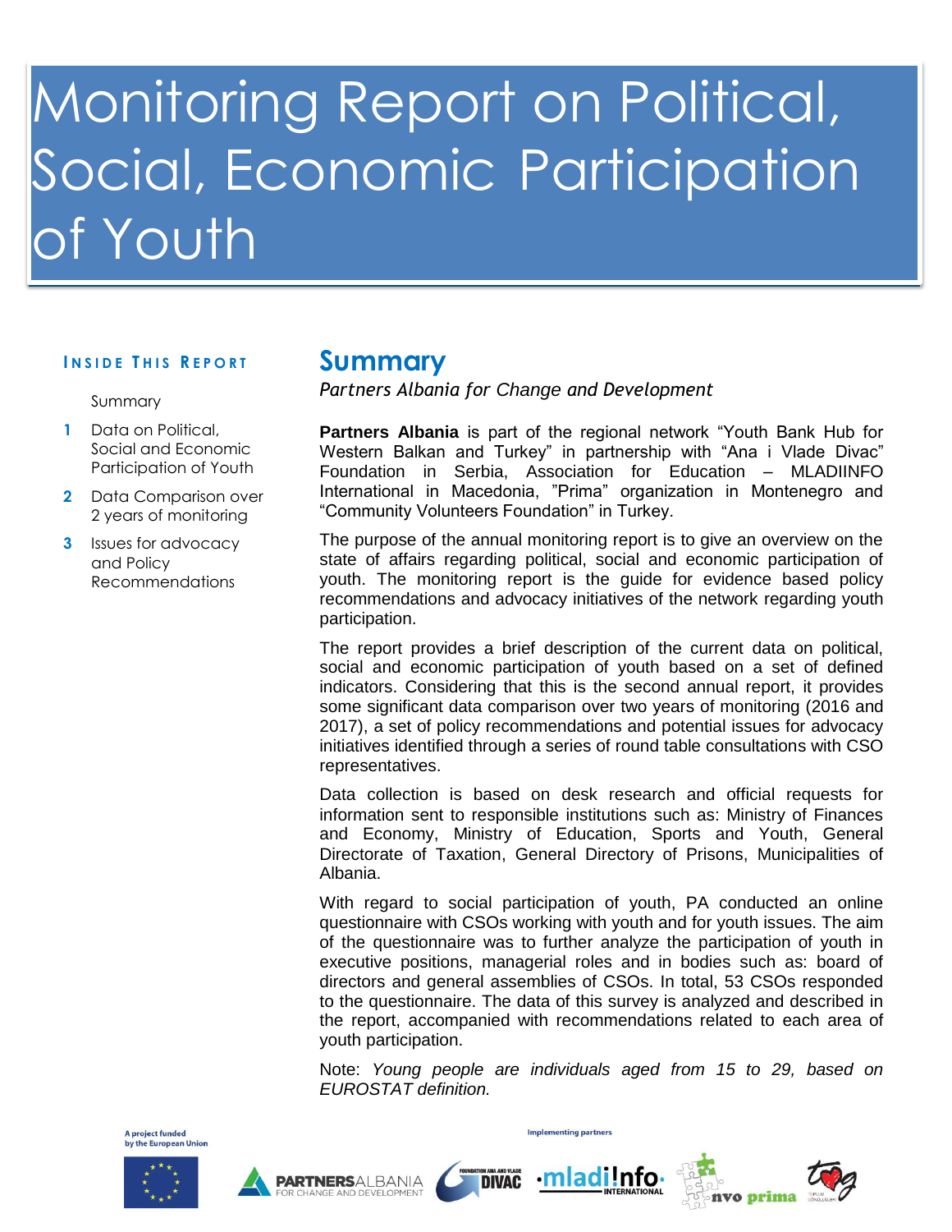# Monitoring Report on Political, Social, Economic Participation of Youth

**INSIDE THIS REPORT**

Summary

1. Data on Political, Social and Economic Participation of Youth
2. Data Comparison over 2 years of monitoring
3. Issues for advocacy and Policy Recommendations

## Summary

*Partners Albania for Change and Development*

**Partners Albania** is part of the regional network "Youth Bank Hub for Western Balkan and Turkey" in partnership with "Ana i Vlade Divac" Foundation in Serbia, Association for Education – MLADIINFO International in Macedonia, "Prima" organization in Montenegro and "Community Volunteers Foundation" in Turkey.

The purpose of the annual monitoring report is to give an overview on the state of affairs regarding political, social and economic participation of youth. The monitoring report is the guide for evidence based policy recommendations and advocacy initiatives of the network regarding youth participation.

The report provides a brief description of the current data on political, social and economic participation of youth based on a set of defined indicators. Considering that this is the second annual report, it provides some significant data comparison over two years of monitoring (2016 and 2017), a set of policy recommendations and potential issues for advocacy initiatives identified through a series of round table consultations with CSO representatives.

Data collection is based on desk research and official requests for information sent to responsible institutions such as: Ministry of Finances and Economy, Ministry of Education, Sports and Youth, General Directorate of Taxation, General Directory of Prisons, Municipalities of Albania.

With regard to social participation of youth, PA conducted an online questionnaire with CSOs working with youth and for youth issues. The aim of the questionnaire was to further analyze the participation of youth in executive positions, managerial roles and in bodies such as: board of directors and general assemblies of CSOs. In total, 53 CSOs responded to the questionnaire. The data of this survey is analyzed and described in the report, accompanied with recommendations related to each area of youth participation.

Note: *Young people are individuals aged from 15 to 29, based on EUROSTAT definition.*

A project funded by the European Union

Implementing partners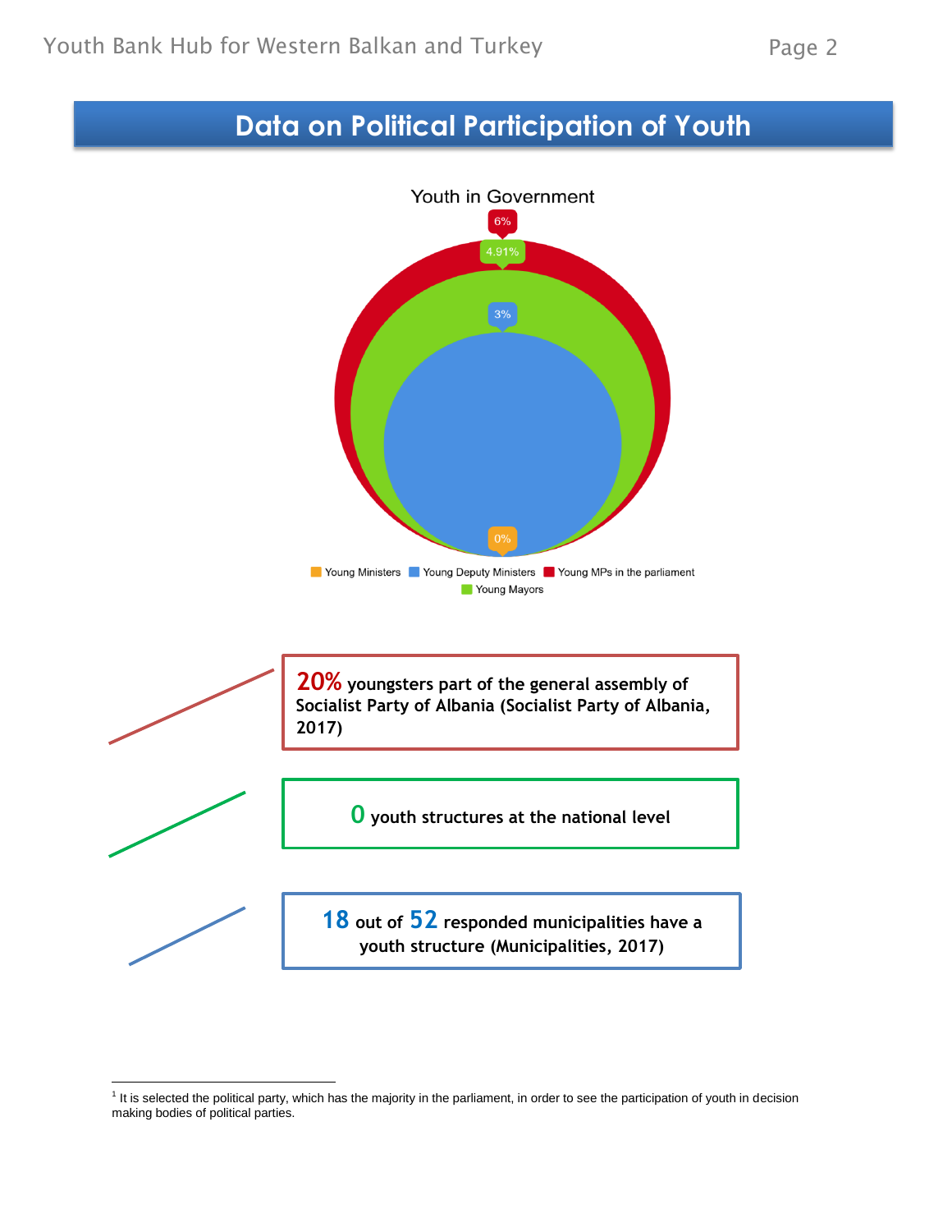# Data on Political Participation of Youth

Youth in Government

6%

4.91%

3%

0%

Young Ministers | Young Deputy Ministers | Young MPs in the parliament | Young Mayors

**20% youngsters part of the general assembly of Socialist Party of Albania (Socialist Party of Albania, 2017)**

**0 youth structures at the national level**

**18 out of 52 responded municipalities have a youth structure (Municipalities, 2017)**

---

[1] It is selected the political party, which has the majority in the parliament, in order to see the participation of youth in decision making bodies of political parties.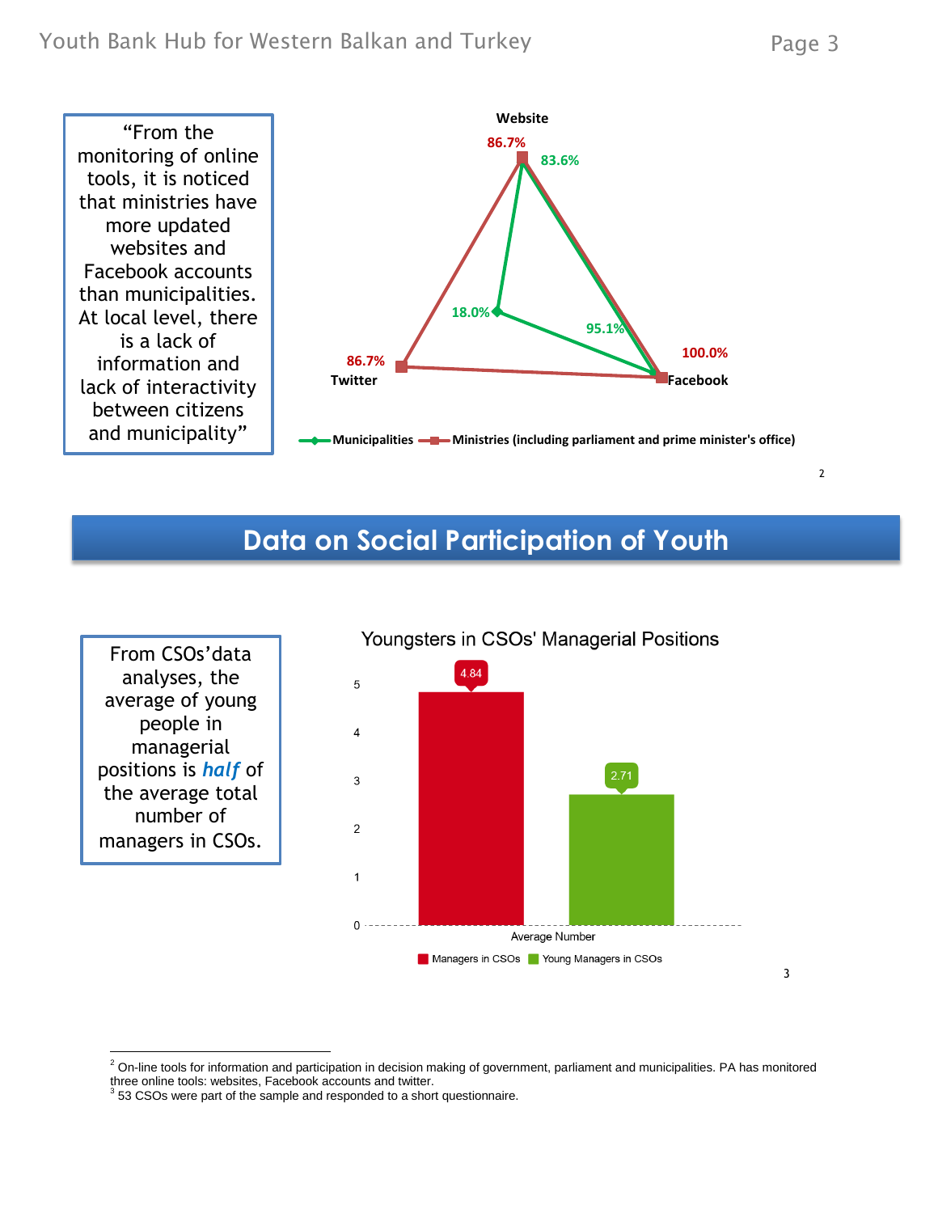"From the monitoring of online tools, it is noticed that ministries have more updated websites and Facebook accounts than municipalities. At local level, there is a lack of information and lack of interactivity between citizens and municipality"

| | Website | Facebook | Twitter |
|---|---|---|---|
| Municipalities | 83.6% | 95.1% | 18.0% |
| Ministries (including parliament and prime minister's office) | 86.7% | 100.0% | 86.7% |

[2]

# Data on Social Participation of Youth

From CSOs'data analyses, the average of young people in managerial positions is ***half*** of the average total number of managers in CSOs.

**Youngsters in CSOs' Managerial Positions**

| | Average Number |
|---|---|
| Managers in CSOs | 4.84 |
| Young Managers in CSOs | 2.71 |

[3]

---

[2] On-line tools for information and participation in decision making of government, parliament and municipalities. PA has monitored three online tools: websites, Facebook accounts and twitter.

[3] 53 CSOs were part of the sample and responded to a short questionnaire.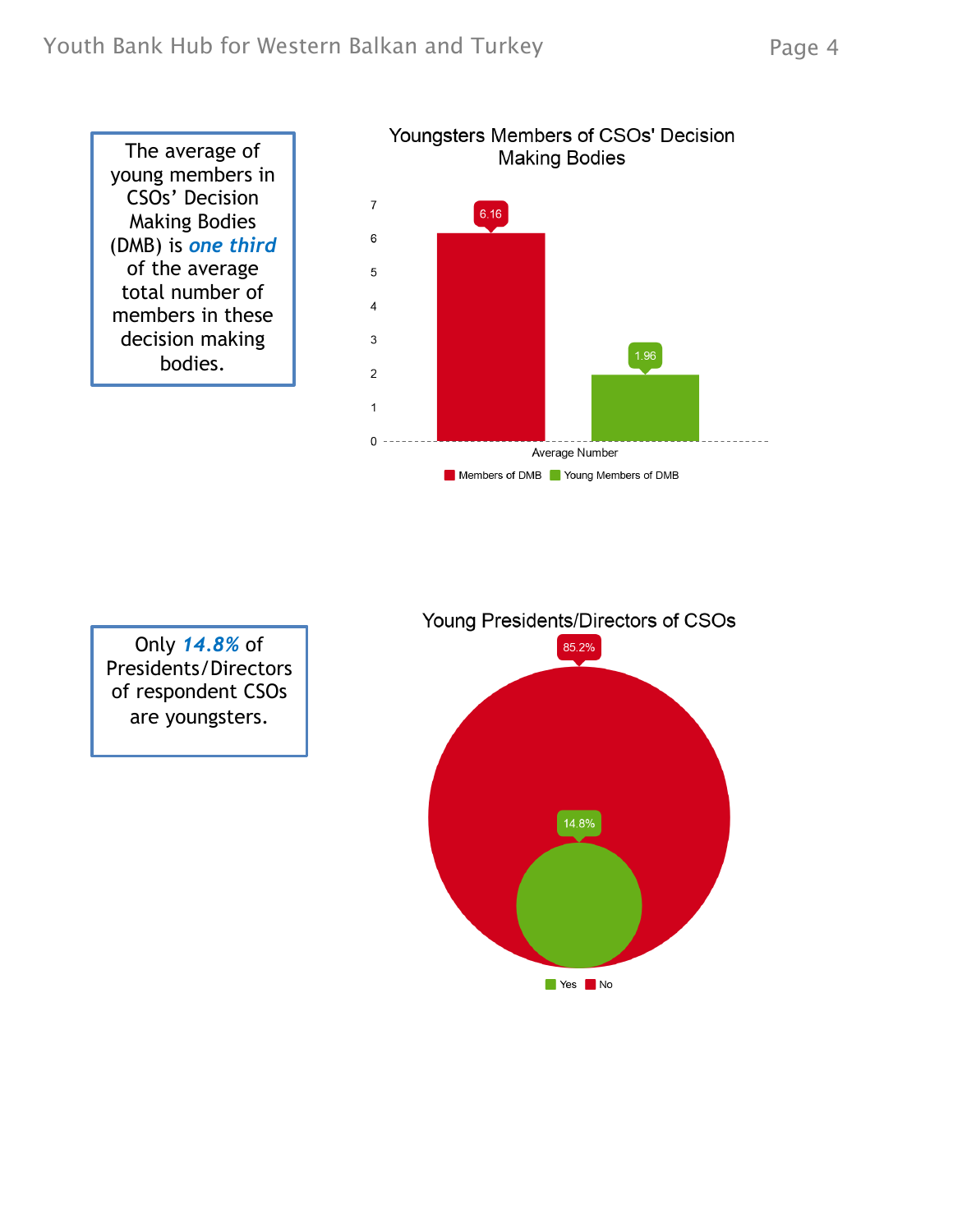The average of young members in CSOs' Decision Making Bodies (DMB) is ***one third*** of the average total number of members in these decision making bodies.

**Youngsters Members of CSOs' Decision Making Bodies**

| | Members of DMB | Young Members of DMB |
|---|---|---|
| Average Number | 6.16 | 1.96 |

Only ***14.8%*** of Presidents/Directors of respondent CSOs are youngsters.

**Young Presidents/Directors of CSOs**

| Yes | No |
|---|---|
| 14.8% | 85.2% |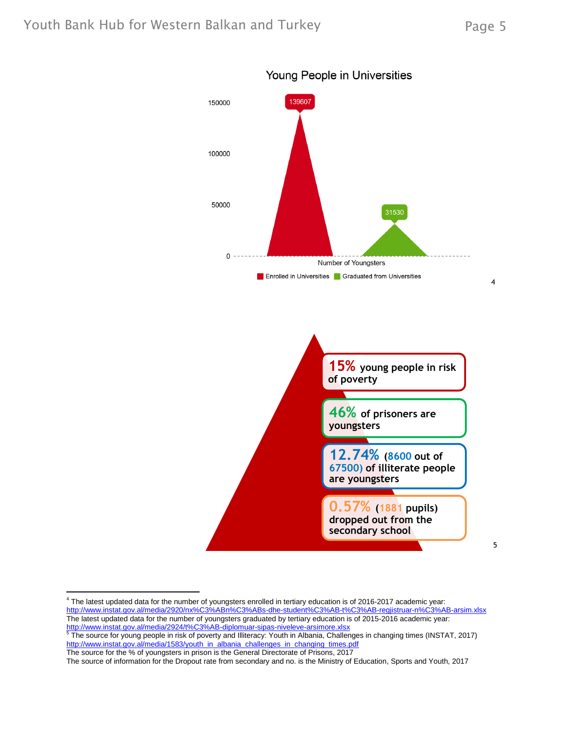Young People in Universities

| Number of Youngsters | Value |
|---|---|
| Enrolled in Universities | 139607 |
| Graduated from Universities | 31530 |

[4]

**15%** young people in risk of poverty

**46%** of prisoners are youngsters

**12.74%** (**8600** out of **67500**) of illiterate people are youngsters

**0.57%** (**1881** pupils) dropped out from the secondary school

[5]

---

[4] The latest updated data for the number of youngsters enrolled in tertiary education is of 2016-2017 academic year: http://www.instat.gov.al/media/2920/nx%C3%ABn%C3%ABs-dhe-student%C3%AB-t%C3%AB-regjistruar-n%C3%AB-arsim.xlsx
The latest updated data for the number of youngsters graduated by tertiary education is of 2015-2016 academic year: http://www.instat.gov.al/media/2924/t%C3%AB-diplomuar-sipas-niveleve-arsimore.xlsx

[5] The source for young people in risk of poverty and Illiteracy: Youth in Albania, Challenges in changing times (INSTAT, 2017) http://www.instat.gov.al/media/1583/youth_in_albania_challenges_in_changing_times.pdf
The source for the % of youngsters in prison is the General Directorate of Prisons, 2017
The source of information for the Dropout rate from secondary and no. is the Ministry of Education, Sports and Youth, 2017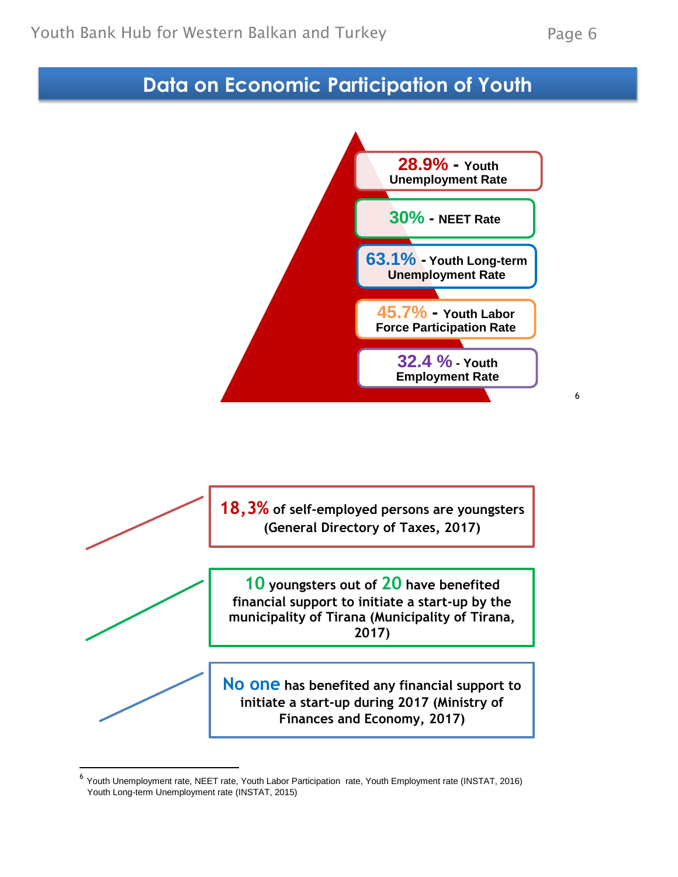# Data on Economic Participation of Youth

**28.9%** - Youth Unemployment Rate

**30%** - NEET Rate

**63.1%** - Youth Long-term Unemployment Rate

**45.7%** - Youth Labor Force Participation Rate

**32.4 %** - Youth Employment Rate [6]

**18,3%** of self-employed persons are youngsters (General Directory of Taxes, 2017)

**10** youngsters out of **20** have benefited financial support to initiate a start-up by the municipality of Tirana (Municipality of Tirana, 2017)

**No one** has benefited any financial support to initiate a start-up during 2017 (Ministry of Finances and Economy, 2017)

---

[6] Youth Unemployment rate, NEET rate, Youth Labor Participation rate, Youth Employment rate (INSTAT, 2016) Youth Long-term Unemployment rate (INSTAT, 2015)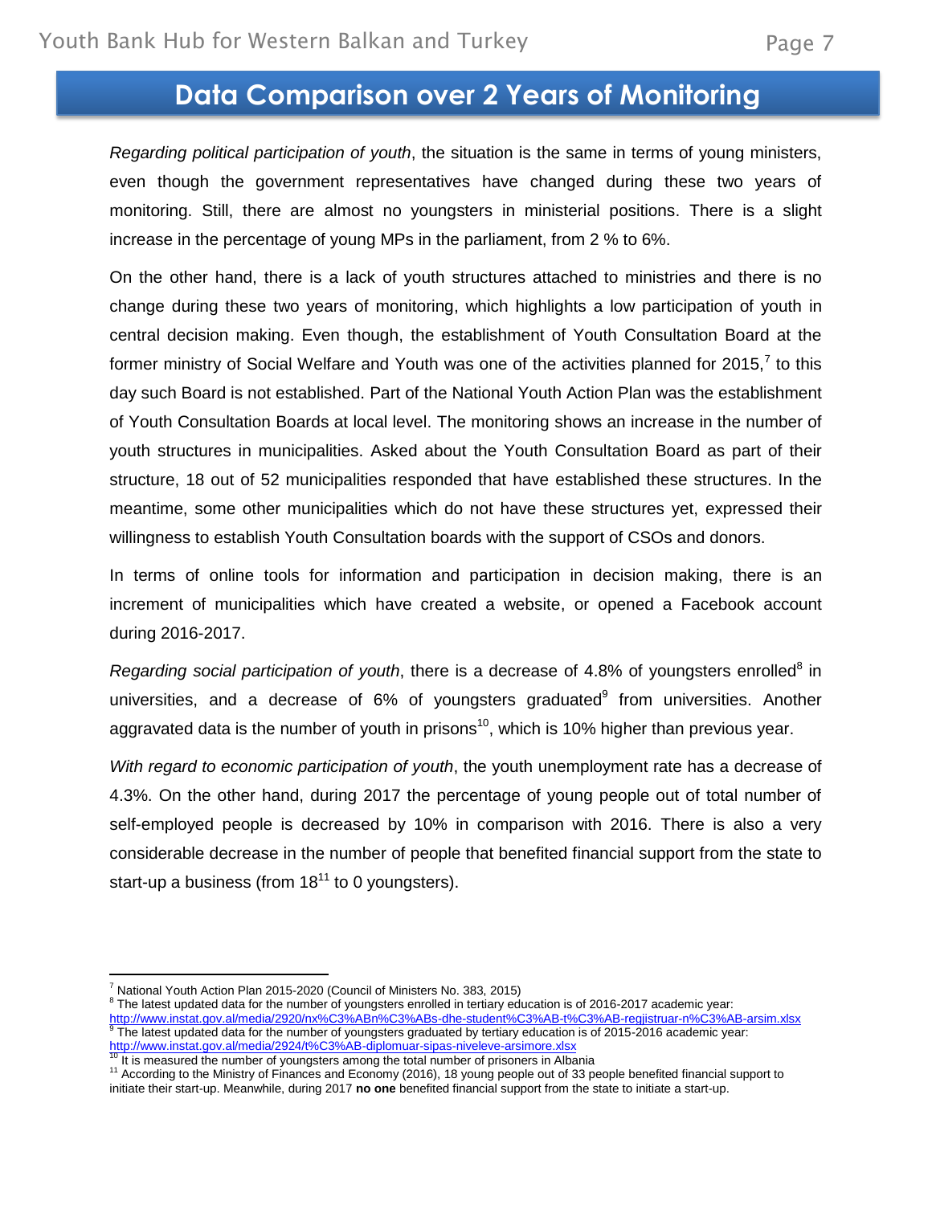## Data Comparison over 2 Years of Monitoring

*Regarding political participation of youth*, the situation is the same in terms of young ministers, even though the government representatives have changed during these two years of monitoring. Still, there are almost no youngsters in ministerial positions. There is a slight increase in the percentage of young MPs in the parliament, from 2 % to 6%.

On the other hand, there is a lack of youth structures attached to ministries and there is no change during these two years of monitoring, which highlights a low participation of youth in central decision making. Even though, the establishment of Youth Consultation Board at the former ministry of Social Welfare and Youth was one of the activities planned for 2015,[7] to this day such Board is not established. Part of the National Youth Action Plan was the establishment of Youth Consultation Boards at local level. The monitoring shows an increase in the number of youth structures in municipalities. Asked about the Youth Consultation Board as part of their structure, 18 out of 52 municipalities responded that have established these structures. In the meantime, some other municipalities which do not have these structures yet, expressed their willingness to establish Youth Consultation boards with the support of CSOs and donors.

In terms of online tools for information and participation in decision making, there is an increment of municipalities which have created a website, or opened a Facebook account during 2016-2017.

*Regarding social participation of youth*, there is a decrease of 4.8% of youngsters enrolled[8] in universities, and a decrease of 6% of youngsters graduated[9] from universities. Another aggravated data is the number of youth in prisons[10], which is 10% higher than previous year.

*With regard to economic participation of youth*, the youth unemployment rate has a decrease of 4.3%. On the other hand, during 2017 the percentage of young people out of total number of self-employed people is decreased by 10% in comparison with 2016. There is also a very considerable decrease in the number of people that benefited financial support from the state to start-up a business (from 18[11] to 0 youngsters).

---

[7] National Youth Action Plan 2015-2020 (Council of Ministers No. 383, 2015)

[8] The latest updated data for the number of youngsters enrolled in tertiary education is of 2016-2017 academic year: http://www.instat.gov.al/media/2920/nx%C3%ABn%C3%ABs-dhe-student%C3%AB-t%C3%AB-regjistruar-n%C3%AB-arsim.xlsx

[9] The latest updated data for the number of youngsters graduated by tertiary education is of 2015-2016 academic year: http://www.instat.gov.al/media/2924/t%C3%AB-diplomuar-sipas-niveleve-arsimore.xlsx

[10] It is measured the number of youngsters among the total number of prisoners in Albania

[11] According to the Ministry of Finances and Economy (2016), 18 young people out of 33 people benefited financial support to initiate their start-up. Meanwhile, during 2017 **no one** benefited financial support from the state to initiate a start-up.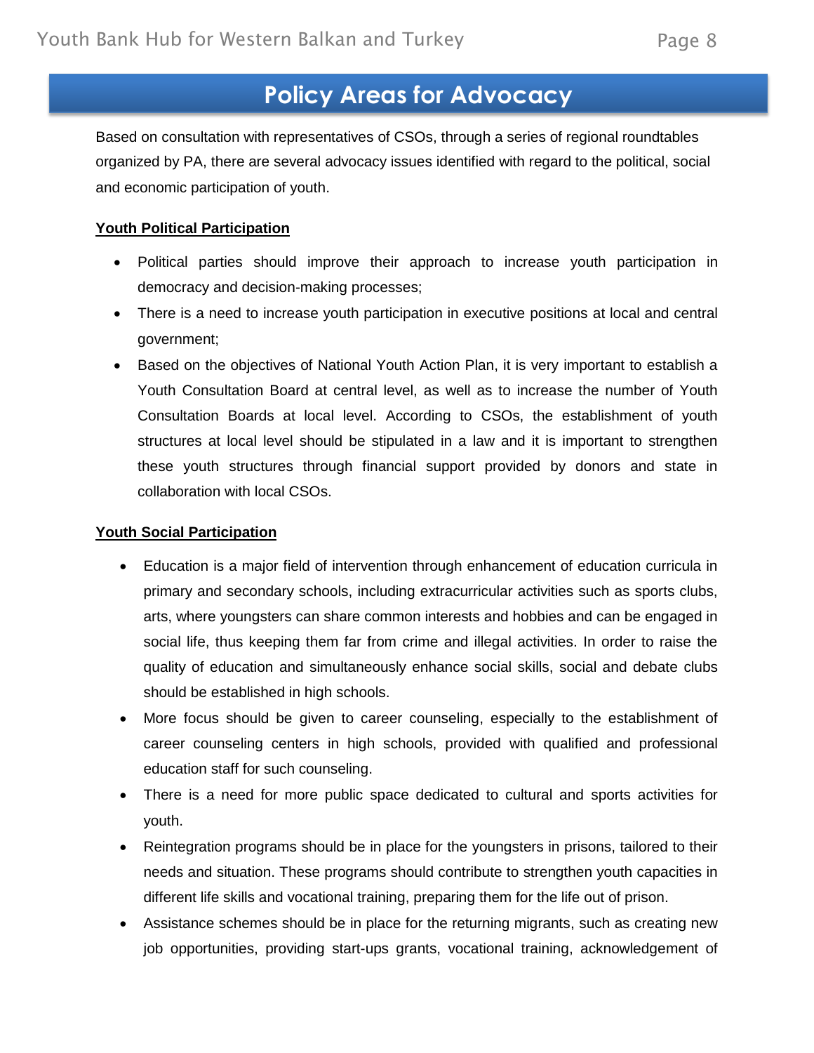## Policy Areas for Advocacy

Based on consultation with representatives of CSOs, through a series of regional roundtables organized by PA, there are several advocacy issues identified with regard to the political, social and economic participation of youth.

**Youth Political Participation**

- Political parties should improve their approach to increase youth participation in democracy and decision-making processes;
- There is a need to increase youth participation in executive positions at local and central government;
- Based on the objectives of National Youth Action Plan, it is very important to establish a Youth Consultation Board at central level, as well as to increase the number of Youth Consultation Boards at local level. According to CSOs, the establishment of youth structures at local level should be stipulated in a law and it is important to strengthen these youth structures through financial support provided by donors and state in collaboration with local CSOs.

**Youth Social Participation**

- Education is a major field of intervention through enhancement of education curricula in primary and secondary schools, including extracurricular activities such as sports clubs, arts, where youngsters can share common interests and hobbies and can be engaged in social life, thus keeping them far from crime and illegal activities. In order to raise the quality of education and simultaneously enhance social skills, social and debate clubs should be established in high schools.
- More focus should be given to career counseling, especially to the establishment of career counseling centers in high schools, provided with qualified and professional education staff for such counseling.
- There is a need for more public space dedicated to cultural and sports activities for youth.
- Reintegration programs should be in place for the youngsters in prisons, tailored to their needs and situation. These programs should contribute to strengthen youth capacities in different life skills and vocational training, preparing them for the life out of prison.
- Assistance schemes should be in place for the returning migrants, such as creating new job opportunities, providing start-ups grants, vocational training, acknowledgement of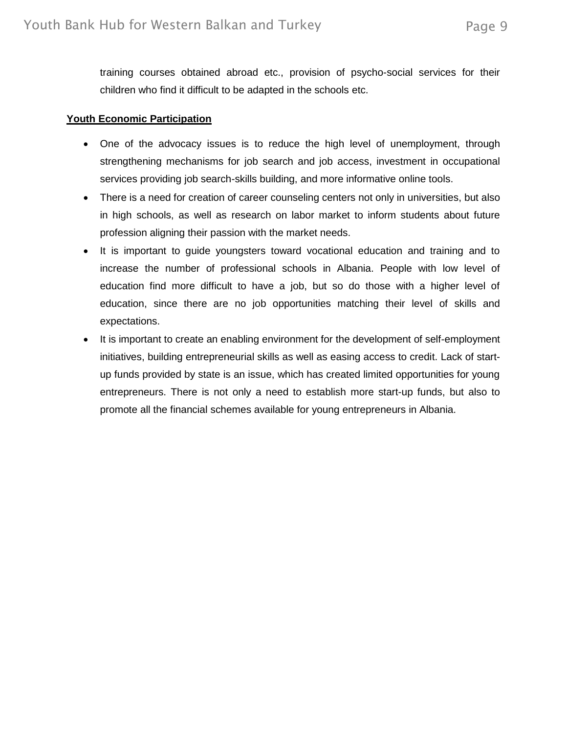training courses obtained abroad etc., provision of psycho-social services for their children who find it difficult to be adapted in the schools etc.

**Youth Economic Participation**

- One of the advocacy issues is to reduce the high level of unemployment, through strengthening mechanisms for job search and job access, investment in occupational services providing job search-skills building, and more informative online tools.
- There is a need for creation of career counseling centers not only in universities, but also in high schools, as well as research on labor market to inform students about future profession aligning their passion with the market needs.
- It is important to guide youngsters toward vocational education and training and to increase the number of professional schools in Albania. People with low level of education find more difficult to have a job, but so do those with a higher level of education, since there are no job opportunities matching their level of skills and expectations.
- It is important to create an enabling environment for the development of self-employment initiatives, building entrepreneurial skills as well as easing access to credit. Lack of start-up funds provided by state is an issue, which has created limited opportunities for young entrepreneurs. There is not only a need to establish more start-up funds, but also to promote all the financial schemes available for young entrepreneurs in Albania.